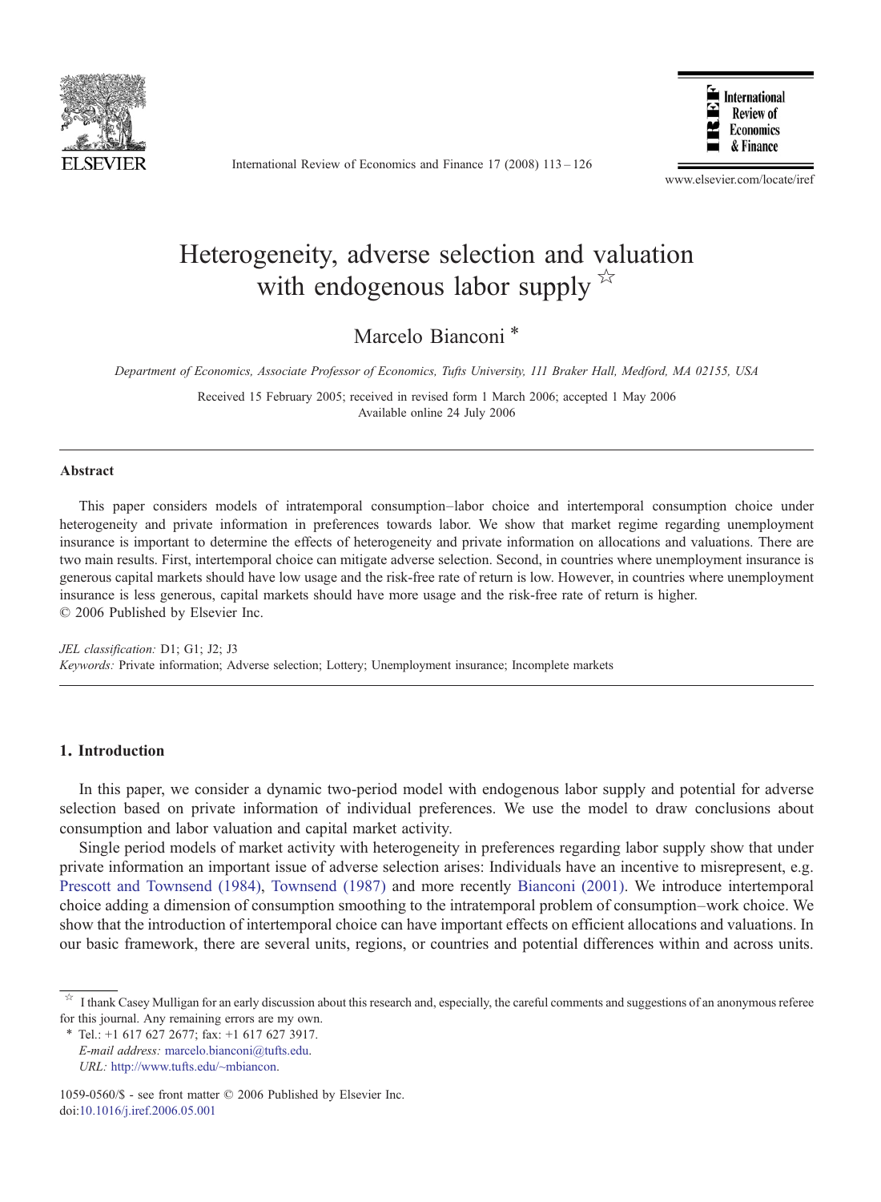# Heterogeneity, adverse selection and valuation with endogenous labor supply ☆

Marcelo Bianconi *

*Department of Economics, Associate Professor of Economics, Tufts University, 111 Braker Hall, Medford, MA 02155, USA*

Received 15 February 2005; received in revised form 1 March 2006; accepted 1 May 2006
Available online 24 July 2006

## Abstract

This paper considers models of intratemporal consumption–labor choice and intertemporal consumption choice under heterogeneity and private information in preferences towards labor. We show that market regime regarding unemployment insurance is important to determine the effects of heterogeneity and private information on allocations and valuations. There are two main results. First, intertemporal choice can mitigate adverse selection. Second, in countries where unemployment insurance is generous capital markets should have low usage and the risk-free rate of return is low. However, in countries where unemployment insurance is less generous, capital markets should have more usage and the risk-free rate of return is higher.
© 2006 Published by Elsevier Inc.

*JEL classification:* D1; G1; J2; J3
*Keywords:* Private information; Adverse selection; Lottery; Unemployment insurance; Incomplete markets

## 1. Introduction

In this paper, we consider a dynamic two-period model with endogenous labor supply and potential for adverse selection based on private information of individual preferences. We use the model to draw conclusions about consumption and labor valuation and capital market activity.

Single period models of market activity with heterogeneity in preferences regarding labor supply show that under private information an important issue of adverse selection arises: Individuals have an incentive to misrepresent, e.g. Prescott and Townsend (1984), Townsend (1987) and more recently Bianconi (2001). We introduce intertemporal choice adding a dimension of consumption smoothing to the intratemporal problem of consumption–work choice. We show that the introduction of intertemporal choice can have important effects on efficient allocations and valuations. In our basic framework, there are several units, regions, or countries and potential differences within and across units.

☆ I thank Casey Mulligan for an early discussion about this research and, especially, the careful comments and suggestions of an anonymous referee for this journal. Any remaining errors are my own.

\* Tel.: +1 617 627 2677; fax: +1 617 627 3917.
*E-mail address:* marcelo.bianconi@tufts.edu.
*URL:* http://www.tufts.edu/~mbiancon.

1059-0560/$ - see front matter © 2006 Published by Elsevier Inc.
doi:10.1016/j.iref.2006.05.001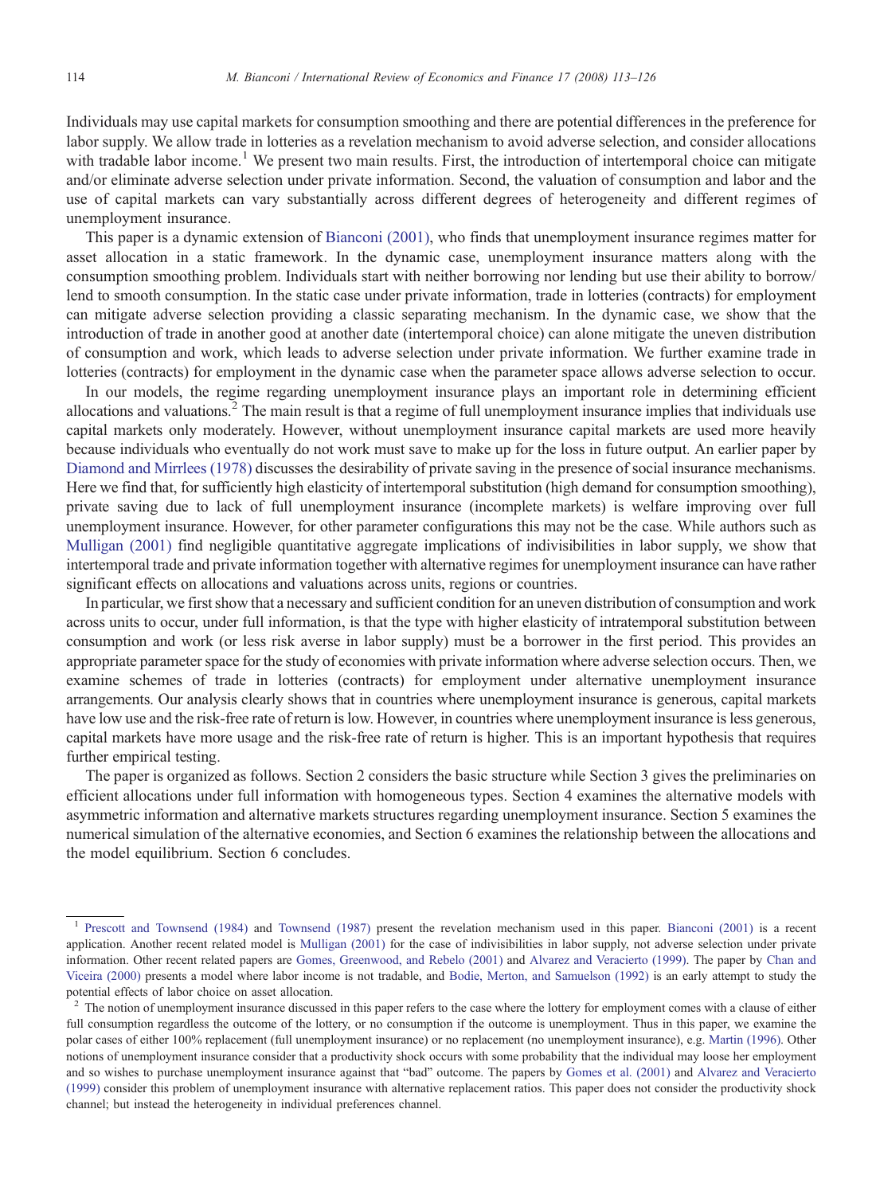Individuals may use capital markets for consumption smoothing and there are potential differences in the preference for labor supply. We allow trade in lotteries as a revelation mechanism to avoid adverse selection, and consider allocations with tradable labor income.[1] We present two main results. First, the introduction of intertemporal choice can mitigate and/or eliminate adverse selection under private information. Second, the valuation of consumption and labor and the use of capital markets can vary substantially across different degrees of heterogeneity and different regimes of unemployment insurance.

This paper is a dynamic extension of Bianconi (2001), who finds that unemployment insurance regimes matter for asset allocation in a static framework. In the dynamic case, unemployment insurance matters along with the consumption smoothing problem. Individuals start with neither borrowing nor lending but use their ability to borrow/lend to smooth consumption. In the static case under private information, trade in lotteries (contracts) for employment can mitigate adverse selection providing a classic separating mechanism. In the dynamic case, we show that the introduction of trade in another good at another date (intertemporal choice) can alone mitigate the uneven distribution of consumption and work, which leads to adverse selection under private information. We further examine trade in lotteries (contracts) for employment in the dynamic case when the parameter space allows adverse selection to occur.

In our models, the regime regarding unemployment insurance plays an important role in determining efficient allocations and valuations.[2] The main result is that a regime of full unemployment insurance implies that individuals use capital markets only moderately. However, without unemployment insurance capital markets are used more heavily because individuals who eventually do not work must save to make up for the loss in future output. An earlier paper by Diamond and Mirrlees (1978) discusses the desirability of private saving in the presence of social insurance mechanisms. Here we find that, for sufficiently high elasticity of intertemporal substitution (high demand for consumption smoothing), private saving due to lack of full unemployment insurance (incomplete markets) is welfare improving over full unemployment insurance. However, for other parameter configurations this may not be the case. While authors such as Mulligan (2001) find negligible quantitative aggregate implications of indivisibilities in labor supply, we show that intertemporal trade and private information together with alternative regimes for unemployment insurance can have rather significant effects on allocations and valuations across units, regions or countries.

In particular, we first show that a necessary and sufficient condition for an uneven distribution of consumption and work across units to occur, under full information, is that the type with higher elasticity of intratemporal substitution between consumption and work (or less risk averse in labor supply) must be a borrower in the first period. This provides an appropriate parameter space for the study of economies with private information where adverse selection occurs. Then, we examine schemes of trade in lotteries (contracts) for employment under alternative unemployment insurance arrangements. Our analysis clearly shows that in countries where unemployment insurance is generous, capital markets have low use and the risk-free rate of return is low. However, in countries where unemployment insurance is less generous, capital markets have more usage and the risk-free rate of return is higher. This is an important hypothesis that requires further empirical testing.

The paper is organized as follows. Section 2 considers the basic structure while Section 3 gives the preliminaries on efficient allocations under full information with homogeneous types. Section 4 examines the alternative models with asymmetric information and alternative markets structures regarding unemployment insurance. Section 5 examines the numerical simulation of the alternative economies, and Section 6 examines the relationship between the allocations and the model equilibrium. Section 6 concludes.

---

[1] Prescott and Townsend (1984) and Townsend (1987) present the revelation mechanism used in this paper. Bianconi (2001) is a recent application. Another recent related model is Mulligan (2001) for the case of indivisibilities in labor supply, not adverse selection under private information. Other recent related papers are Gomes, Greenwood, and Rebelo (2001) and Alvarez and Veracierto (1999). The paper by Chan and Viceira (2000) presents a model where labor income is not tradable, and Bodie, Merton, and Samuelson (1992) is an early attempt to study the potential effects of labor choice on asset allocation.

[2] The notion of unemployment insurance discussed in this paper refers to the case where the lottery for employment comes with a clause of either full consumption regardless the outcome of the lottery, or no consumption if the outcome is unemployment. Thus in this paper, we examine the polar cases of either 100% replacement (full unemployment insurance) or no replacement (no unemployment insurance), e.g. Martin (1996). Other notions of unemployment insurance consider that a productivity shock occurs with some probability that the individual may loose her employment and so wishes to purchase unemployment insurance against that "bad" outcome. The papers by Gomes et al. (2001) and Alvarez and Veracierto (1999) consider this problem of unemployment insurance with alternative replacement ratios. This paper does not consider the productivity shock channel; but instead the heterogeneity in individual preferences channel.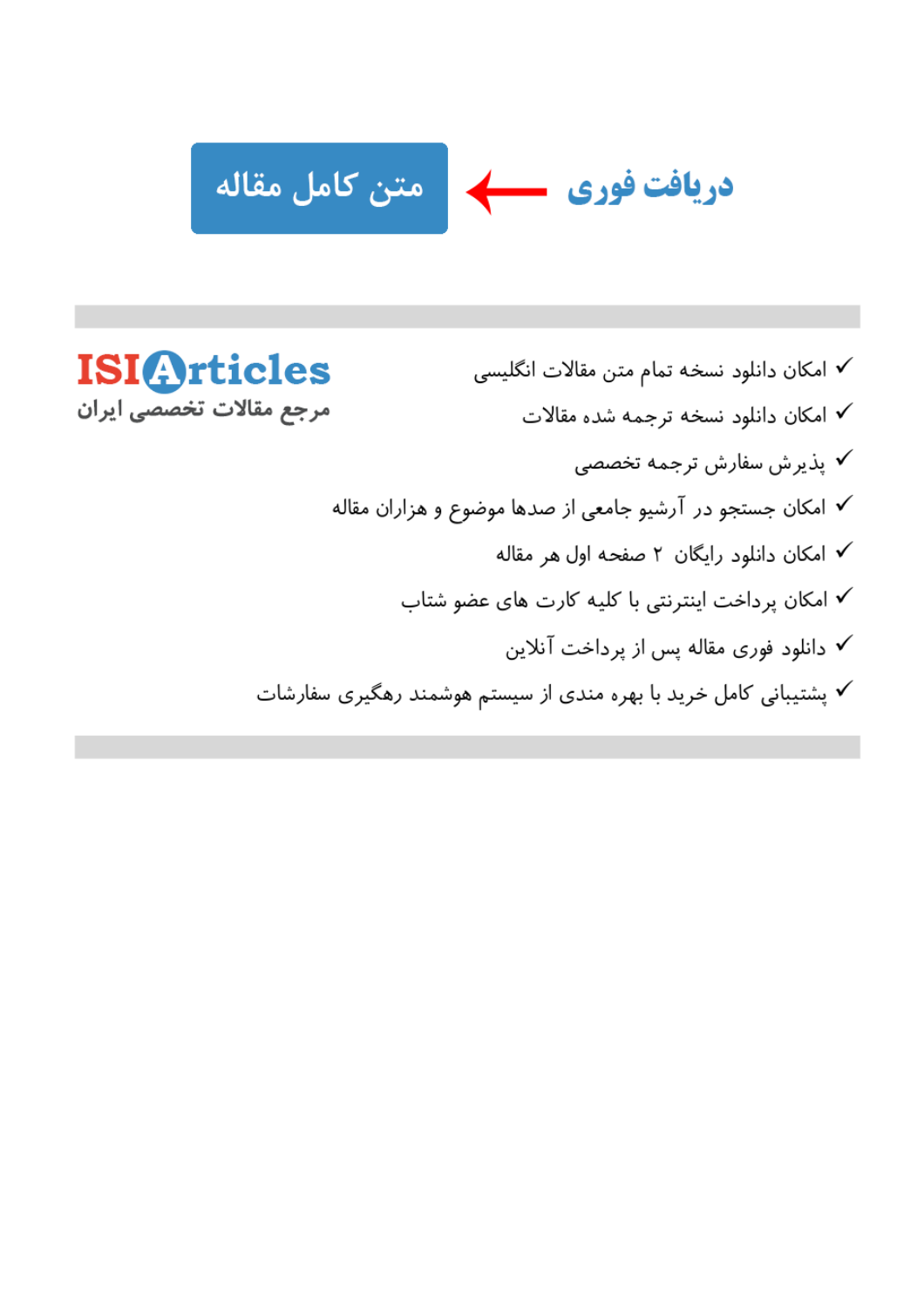دریافت فوری ← **متن کامل مقاله**

**ISIArticles**
مرجع مقالات تخصصی ایران

- ✓ امکان دانلود نسخه تمام متن مقالات انگلیسی
- ✓ امکان دانلود نسخه ترجمه شده مقالات
- ✓ پذیرش سفارش ترجمه تخصصی
- ✓ امکان جستجو در آرشیو جامعی از صدها موضوع و هزاران مقاله
- ✓ امکان دانلود رایگان ۲ صفحه اول هر مقاله
- ✓ امکان پرداخت اینترنتی با کلیه کارت های عضو شتاب
- ✓ دانلود فوری مقاله پس از پرداخت آنلاین
- ✓ پشتیبانی کامل خرید با بهره مندی از سیستم هوشمند رهگیری سفارشات